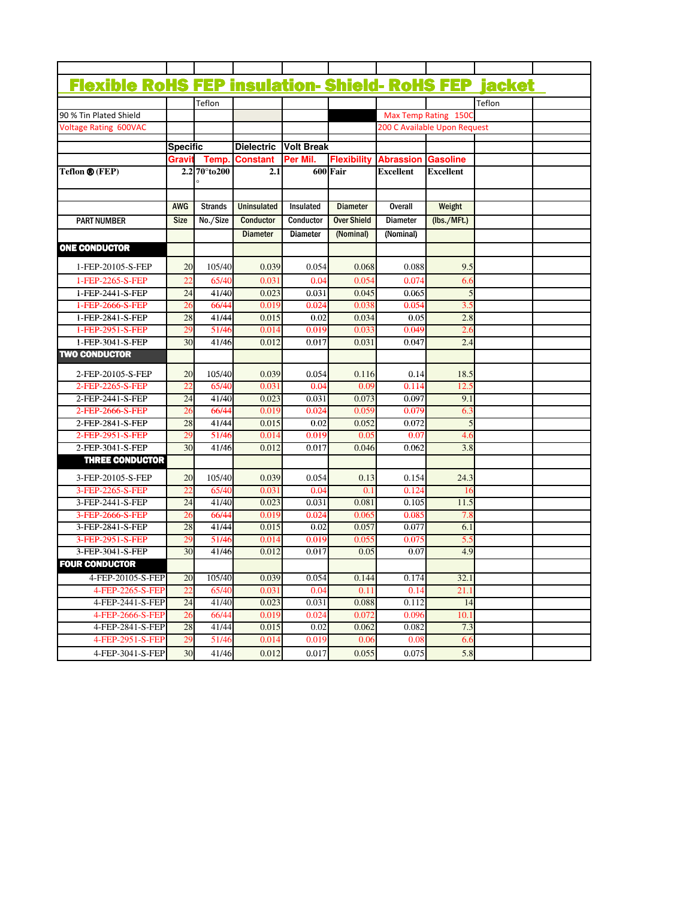# Flexible RoHS FEP insulation- Shield- RoHS FEP jacket

| | | Teflon | | | | | | Teflon |
|---|---|---|---|---|---|---|---|---|
| 90 % Tin Plated Shield | | | | | | Max Temp Rating 150C | | |
| Voltage Rating 600VAC | | | | | | 200 C Available Upon Request | | |

| | Specific Gravity | Temp. | Dielectric Constant | Volt Break Per Mil. | Flexibility | Abrassion | Gasoline |
|---|---|---|---|---|---|---|---|
| Teflon ® (FEP) | 2.2 | 70°to200 ° | 2.1 | 600 | Fair | Excellent | Excellent |

| PART NUMBER | AWG Size | Strands No./Size | Uninsulated Conductor Diameter | Insulated Conductor Diameter | Diameter Over Shield (Nominal) | Overall Diameter (Nominal) | Weight (lbs./MFt.) |
|---|---|---|---|---|---|---|---|
| **ONE CONDUCTOR** | | | | | | | |
| 1-FEP-20105-S-FEP | 20 | 105/40 | 0.039 | 0.054 | 0.068 | 0.088 | 9.5 |
| 1-FEP-2265-S-FEP | 22 | 65/40 | 0.031 | 0.04 | 0.054 | 0.074 | 6.6 |
| 1-FEP-2441-S-FEP | 24 | 41/40 | 0.023 | 0.031 | 0.045 | 0.065 | 5 |
| 1-FEP-2666-S-FEP | 26 | 66/44 | 0.019 | 0.024 | 0.038 | 0.054 | 3.5 |
| 1-FEP-2841-S-FEP | 28 | 41/44 | 0.015 | 0.02 | 0.034 | 0.05 | 2.8 |
| 1-FEP-2951-S-FEP | 29 | 51/46 | 0.014 | 0.019 | 0.033 | 0.049 | 2.6 |
| 1-FEP-3041-S-FEP | 30 | 41/46 | 0.012 | 0.017 | 0.031 | 0.047 | 2.4 |
| **TWO CONDUCTOR** | | | | | | | |
| 2-FEP-20105-S-FEP | 20 | 105/40 | 0.039 | 0.054 | 0.116 | 0.14 | 18.5 |
| 2-FEP-2265-S-FEP | 22 | 65/40 | 0.031 | 0.04 | 0.09 | 0.114 | 12.5 |
| 2-FEP-2441-S-FEP | 24 | 41/40 | 0.023 | 0.031 | 0.073 | 0.097 | 9.1 |
| 2-FEP-2666-S-FEP | 26 | 66/44 | 0.019 | 0.024 | 0.059 | 0.079 | 6.3 |
| 2-FEP-2841-S-FEP | 28 | 41/44 | 0.015 | 0.02 | 0.052 | 0.072 | 5 |
| 2-FEP-2951-S-FEP | 29 | 51/46 | 0.014 | 0.019 | 0.05 | 0.07 | 4.6 |
| 2-FEP-3041-S-FEP | 30 | 41/46 | 0.012 | 0.017 | 0.046 | 0.062 | 3.8 |
| **THREE CONDUCTOR** | | | | | | | |
| 3-FEP-20105-S-FEP | 20 | 105/40 | 0.039 | 0.054 | 0.13 | 0.154 | 24.3 |
| 3-FEP-2265-S-FEP | 22 | 65/40 | 0.031 | 0.04 | 0.1 | 0.124 | 16 |
| 3-FEP-2441-S-FEP | 24 | 41/40 | 0.023 | 0.031 | 0.081 | 0.105 | 11.5 |
| 3-FEP-2666-S-FEP | 26 | 66/44 | 0.019 | 0.024 | 0.065 | 0.085 | 7.8 |
| 3-FEP-2841-S-FEP | 28 | 41/44 | 0.015 | 0.02 | 0.057 | 0.077 | 6.1 |
| 3-FEP-2951-S-FEP | 29 | 51/46 | 0.014 | 0.019 | 0.055 | 0.075 | 5.5 |
| 3-FEP-3041-S-FEP | 30 | 41/46 | 0.012 | 0.017 | 0.05 | 0.07 | 4.9 |
| **FOUR CONDUCTOR** | | | | | | | |
| 4-FEP-20105-S-FEP | 20 | 105/40 | 0.039 | 0.054 | 0.144 | 0.174 | 32.1 |
| 4-FEP-2265-S-FEP | 22 | 65/40 | 0.031 | 0.04 | 0.11 | 0.14 | 21.1 |
| 4-FEP-2441-S-FEP | 24 | 41/40 | 0.023 | 0.031 | 0.088 | 0.112 | 14 |
| 4-FEP-2666-S-FEP | 26 | 66/44 | 0.019 | 0.024 | 0.072 | 0.096 | 10.1 |
| 4-FEP-2841-S-FEP | 28 | 41/44 | 0.015 | 0.02 | 0.062 | 0.082 | 7.3 |
| 4-FEP-2951-S-FEP | 29 | 51/46 | 0.014 | 0.019 | 0.06 | 0.08 | 6.6 |
| 4-FEP-3041-S-FEP | 30 | 41/46 | 0.012 | 0.017 | 0.055 | 0.075 | 5.8 |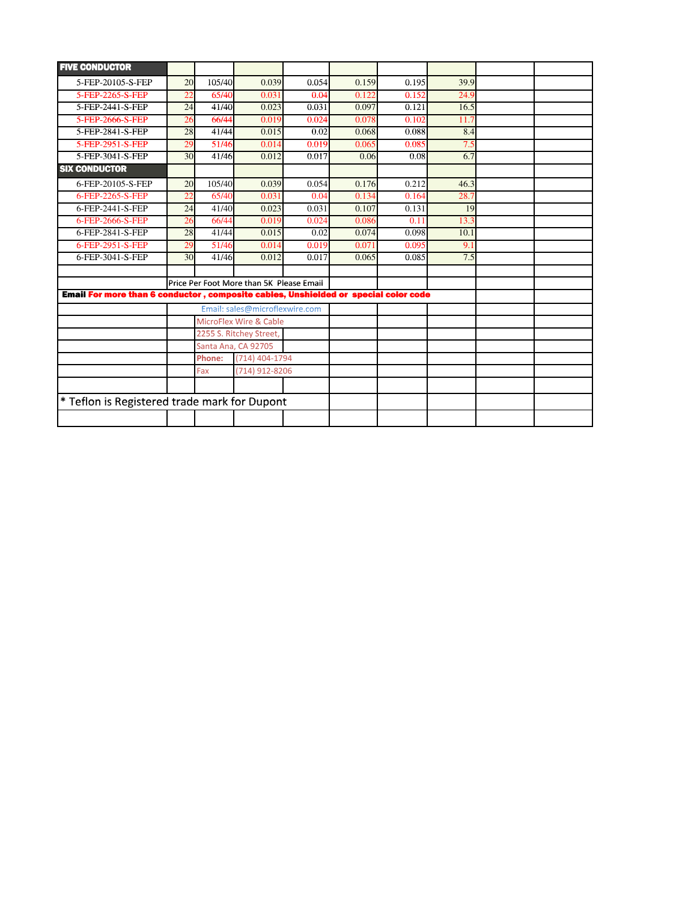| | | | | | | | | | |
|---|---|---|---|---|---|---|---|---|---|
| **FIVE CONDUCTOR** | | | | | | | | | |
| 5-FEP-20105-S-FEP | 20 | 105/40 | 0.039 | 0.054 | 0.159 | 0.195 | 39.9 | | |
| 5-FEP-2265-S-FEP | 22 | 65/40 | 0.031 | 0.04 | 0.122 | 0.152 | 24.9 | | |
| 5-FEP-2441-S-FEP | 24 | 41/40 | 0.023 | 0.031 | 0.097 | 0.121 | 16.5 | | |
| 5-FEP-2666-S-FEP | 26 | 66/44 | 0.019 | 0.024 | 0.078 | 0.102 | 11.7 | | |
| 5-FEP-2841-S-FEP | 28 | 41/44 | 0.015 | 0.02 | 0.068 | 0.088 | 8.4 | | |
| 5-FEP-2951-S-FEP | 29 | 51/46 | 0.014 | 0.019 | 0.065 | 0.085 | 7.5 | | |
| 5-FEP-3041-S-FEP | 30 | 41/46 | 0.012 | 0.017 | 0.06 | 0.08 | 6.7 | | |
| **SIX CONDUCTOR** | | | | | | | | | |
| 6-FEP-20105-S-FEP | 20 | 105/40 | 0.039 | 0.054 | 0.176 | 0.212 | 46.3 | | |
| 6-FEP-2265-S-FEP | 22 | 65/40 | 0.031 | 0.04 | 0.134 | 0.164 | 28.7 | | |
| 6-FEP-2441-S-FEP | 24 | 41/40 | 0.023 | 0.031 | 0.107 | 0.131 | 19 | | |
| 6-FEP-2666-S-FEP | 26 | 66/44 | 0.019 | 0.024 | 0.086 | 0.11 | 13.3 | | |
| 6-FEP-2841-S-FEP | 28 | 41/44 | 0.015 | 0.02 | 0.074 | 0.098 | 10.1 | | |
| 6-FEP-2951-S-FEP | 29 | 51/46 | 0.014 | 0.019 | 0.071 | 0.095 | 9.1 | | |
| 6-FEP-3041-S-FEP | 30 | 41/46 | 0.012 | 0.017 | 0.065 | 0.085 | 7.5 | | |

Price Per Foot More than 5K Please Email

**Email For more than 6 conductor , composite cables, Unshielded or special color code**

Email: sales@microflexwire.com

MicroFlex Wire & Cable
2255 S. Ritchey Street,
Santa Ana, CA 92705

**Phone:** (714) 404-1794

Fax (714) 912-8206

\* Teflon is Registered trade mark for Dupont